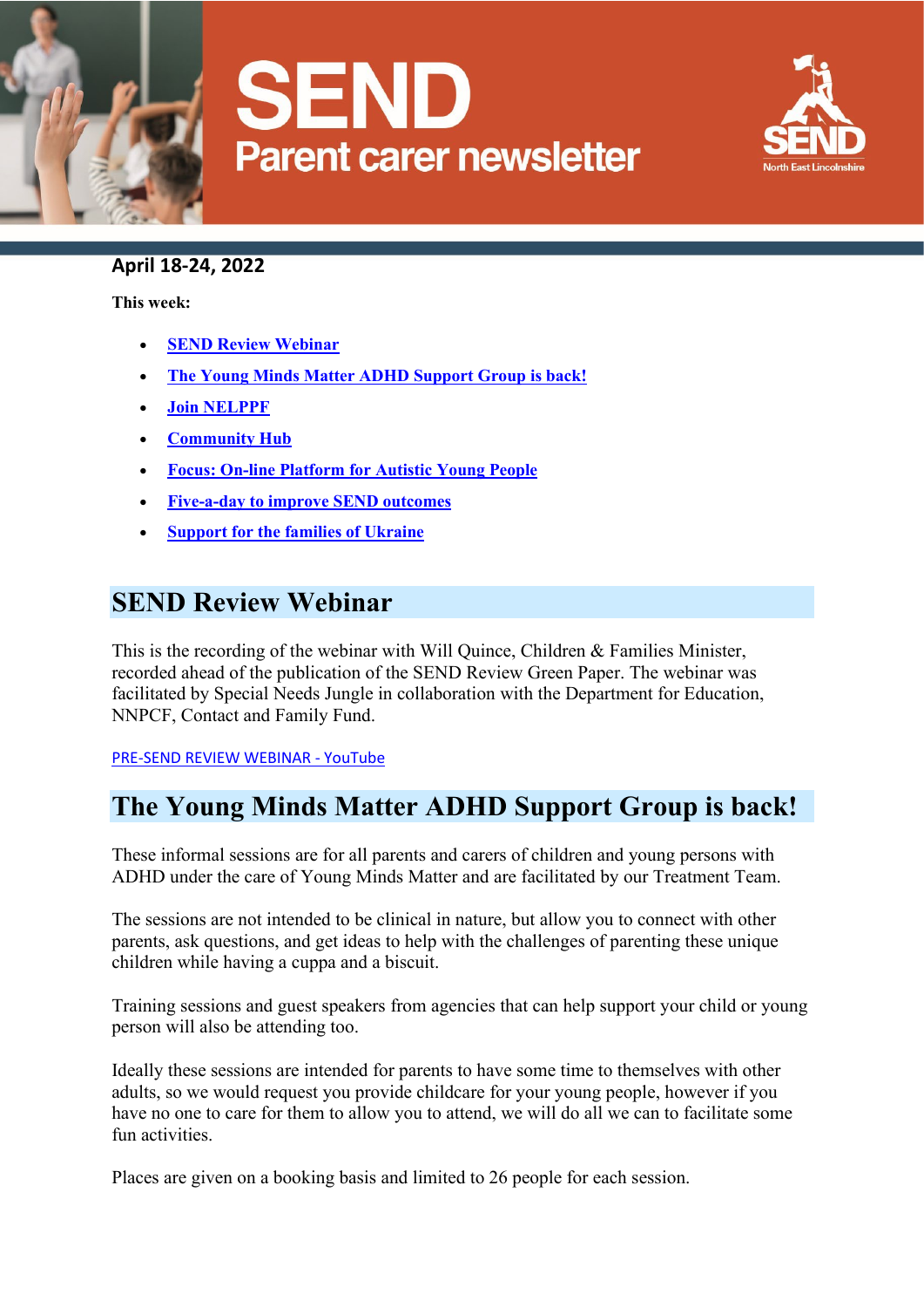# SEND
## Parent carer newsletter

SEND North East Lincolnshire

**April 18-24, 2022**

**This week:**

- [**SEND Review Webinar**]
- [**The Young Minds Matter ADHD Support Group is back!**]
- [**Join NELPPF**]
- [**Community Hub**]
- [**Focus: On-line Platform for Autistic Young People**]
- [**Five-a-day to improve SEND outcomes**]
- [**Support for the families of Ukraine**]

## SEND Review Webinar

This is the recording of the webinar with Will Quince, Children & Families Minister, recorded ahead of the publication of the SEND Review Green Paper. The webinar was facilitated by Special Needs Jungle in collaboration with the Department for Education, NNPCF, Contact and Family Fund.

PRE-SEND REVIEW WEBINAR - YouTube

## The Young Minds Matter ADHD Support Group is back!

These informal sessions are for all parents and carers of children and young persons with ADHD under the care of Young Minds Matter and are facilitated by our Treatment Team.

The sessions are not intended to be clinical in nature, but allow you to connect with other parents, ask questions, and get ideas to help with the challenges of parenting these unique children while having a cuppa and a biscuit.

Training sessions and guest speakers from agencies that can help support your child or young person will also be attending too.

Ideally these sessions are intended for parents to have some time to themselves with other adults, so we would request you provide childcare for your young people, however if you have no one to care for them to allow you to attend, we will do all we can to facilitate some fun activities.

Places are given on a booking basis and limited to 26 people for each session.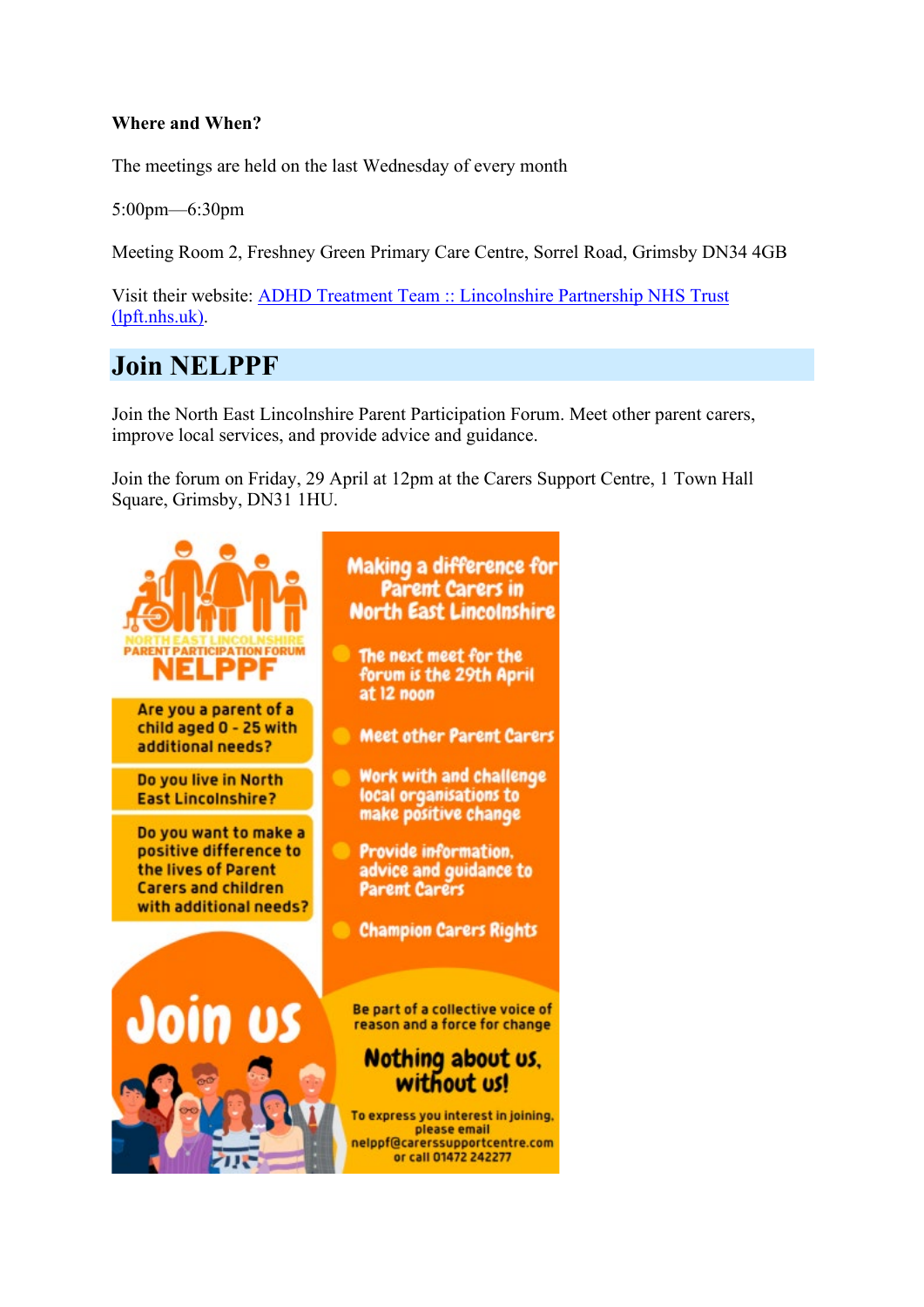**Where and When?**

The meetings are held on the last Wednesday of every month

5:00pm—6:30pm

Meeting Room 2, Freshney Green Primary Care Centre, Sorrel Road, Grimsby DN34 4GB

Visit their website: [ADHD Treatment Team :: Lincolnshire Partnership NHS Trust (lpft.nhs.uk)](lpft.nhs.uk).

## Join NELPPF

Join the North East Lincolnshire Parent Participation Forum. Meet other parent carers, improve local services, and provide advice and guidance.

Join the forum on Friday, 29 April at 12pm at the Carers Support Centre, 1 Town Hall Square, Grimsby, DN31 1HU.

NORTH EAST LINCOLNSHIRE PARENT PARTICIPATION FORUM
NELPPF

Are you a parent of a child aged 0 - 25 with additional needs?

Do you live in North East Lincolnshire?

Do you want to make a positive difference to the lives of Parent Carers and children with additional needs?

Join us

Making a difference for Parent Carers in North East Lincolnshire

- The next meet for the forum is the 29th April at 12 noon
- Meet other Parent Carers
- Work with and challenge local organisations to make positive change
- Provide information, advice and guidance to Parent Carers
- Champion Carers Rights

Be part of a collective voice of reason and a force for change

Nothing about us, without us!

To express you interest in joining, please email nelppf@carerssupportcentre.com or call 01472 242277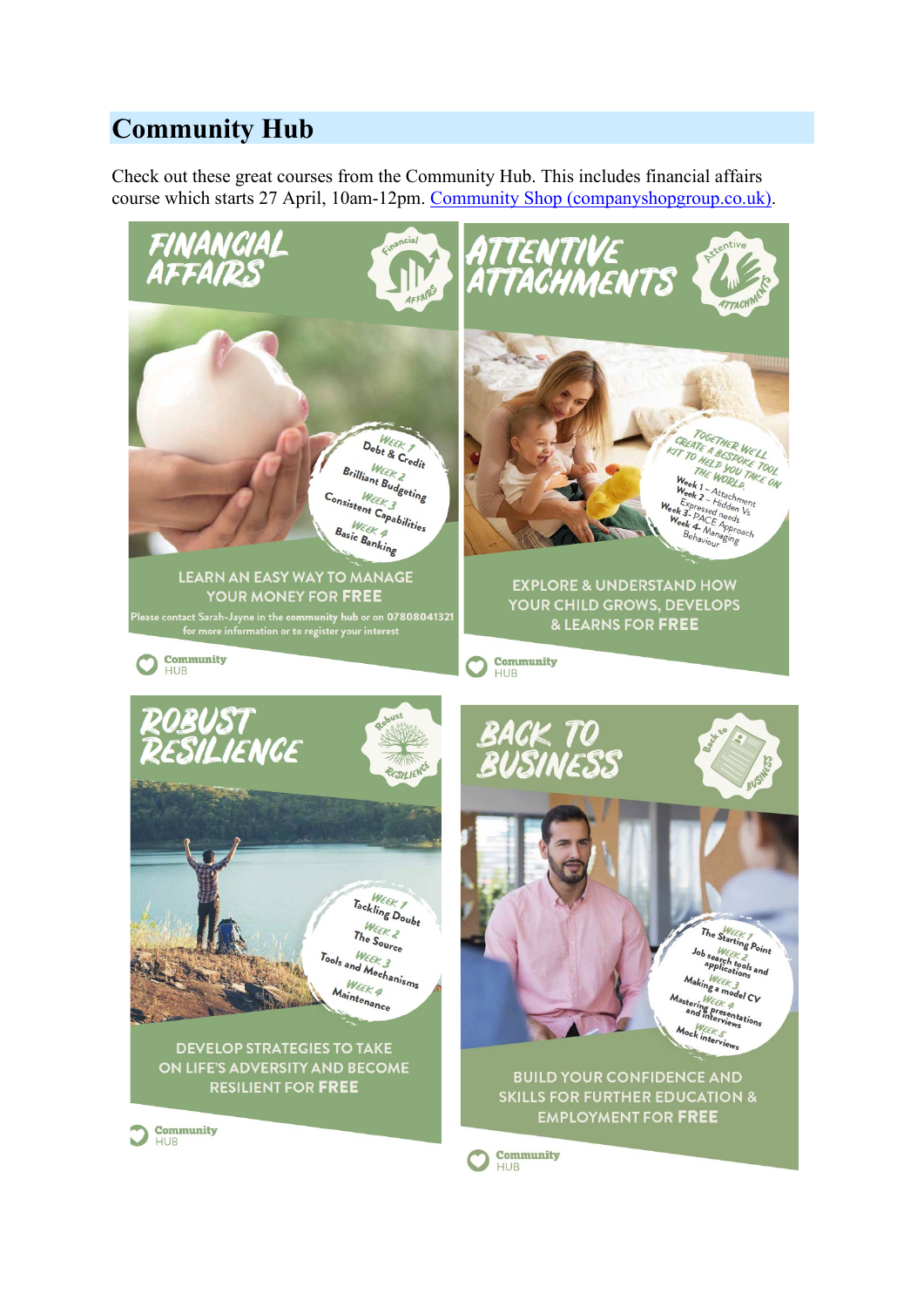## Community Hub

Check out these great courses from the Community Hub. This includes financial affairs course which starts 27 April, 10am-12pm. [Community Shop (companyshopgroup.co.uk)](https://companyshopgroup.co.uk).

### FINANCIAL AFFAIRS

- Week 1 Debt & Credit
- Week 2 Brilliant Budgeting
- Week 3 Consistent Capabilities
- Week 4 Basic Banking

LEARN AN EASY WAY TO MANAGE YOUR MONEY FOR **FREE**

Please contact Sarah-Jayne in the community hub or on 07808041321 for more information or to register your interest

Community HUB

### ATTENTIVE ATTACHMENTS

TOGETHER WE'LL CREATE A BESPOKE TOOL KIT TO HELP YOU TAKE ON THE WORLD

- Week 1 – Attachment
- Week 2 – Hidden Vs Expressed needs
- Week 3 – PACE Approach
- Week 4 – Managing Behaviour

EXPLORE & UNDERSTAND HOW YOUR CHILD GROWS, DEVELOPS & LEARNS FOR **FREE**

Community HUB

### ROBUST RESILIENCE

- Week 1 Tackling Doubt
- Week 2 The Source
- Week 3 Tools and Mechanisms
- Week 4 Maintenance

DEVELOP STRATEGIES TO TAKE ON LIFE'S ADVERSITY AND BECOME RESILIENT FOR **FREE**

Community HUB

### BACK TO BUSINESS

- Week 1 The Starting Point
- Week 2 Job search tools and applications
- Week 3 Making a model CV
- Week 4 Mastering presentations and interviews
- Week 5 Mock interviews

BUILD YOUR CONFIDENCE AND SKILLS FOR FURTHER EDUCATION & EMPLOYMENT FOR **FREE**

Community HUB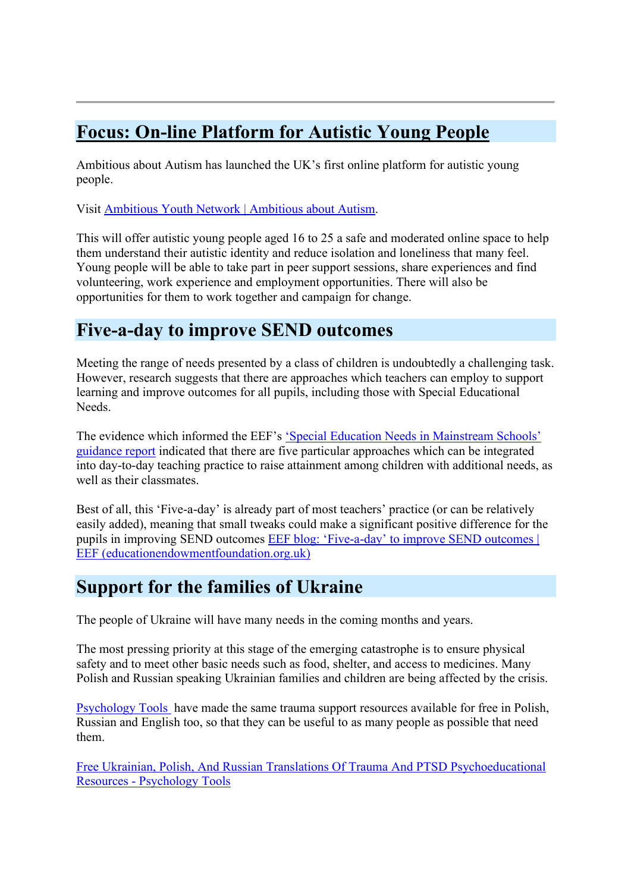---

## Focus: On-line Platform for Autistic Young People

Ambitious about Autism has launched the UK's first online platform for autistic young people.

Visit Ambitious Youth Network | Ambitious about Autism.

This will offer autistic young people aged 16 to 25 a safe and moderated online space to help them understand their autistic identity and reduce isolation and loneliness that many feel. Young people will be able to take part in peer support sessions, share experiences and find volunteering, work experience and employment opportunities. There will also be opportunities for them to work together and campaign for change.

## Five-a-day to improve SEND outcomes

Meeting the range of needs presented by a class of children is undoubtedly a challenging task. However, research suggests that there are approaches which teachers can employ to support learning and improve outcomes for all pupils, including those with Special Educational Needs.

The evidence which informed the EEF's 'Special Education Needs in Mainstream Schools' guidance report indicated that there are five particular approaches which can be integrated into day-to-day teaching practice to raise attainment among children with additional needs, as well as their classmates.

Best of all, this 'Five-a-day' is already part of most teachers' practice (or can be relatively easily added), meaning that small tweaks could make a significant positive difference for the pupils in improving SEND outcomes EEF blog: 'Five-a-day' to improve SEND outcomes | EEF (educationendowmentfoundation.org.uk)

## Support for the families of Ukraine

The people of Ukraine will have many needs in the coming months and years.

The most pressing priority at this stage of the emerging catastrophe is to ensure physical safety and to meet other basic needs such as food, shelter, and access to medicines. Many Polish and Russian speaking Ukrainian families and children are being affected by the crisis.

Psychology Tools have made the same trauma support resources available for free in Polish, Russian and English too, so that they can be useful to as many people as possible that need them.

Free Ukrainian, Polish, And Russian Translations Of Trauma And PTSD Psychoeducational Resources - Psychology Tools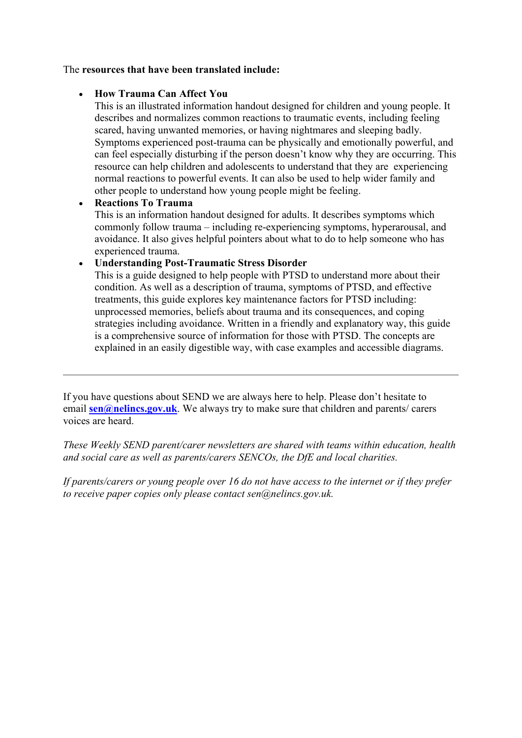The **resources that have been translated include:**

- **How Trauma Can Affect You**
  This is an illustrated information handout designed for children and young people. It describes and normalizes common reactions to traumatic events, including feeling scared, having unwanted memories, or having nightmares and sleeping badly. Symptoms experienced post-trauma can be physically and emotionally powerful, and can feel especially disturbing if the person doesn't know why they are occurring. This resource can help children and adolescents to understand that they are experiencing normal reactions to powerful events. It can also be used to help wider family and other people to understand how young people might be feeling.
- **Reactions To Trauma**
  This is an information handout designed for adults. It describes symptoms which commonly follow trauma – including re-experiencing symptoms, hyperarousal, and avoidance. It also gives helpful pointers about what to do to help someone who has experienced trauma.
- **Understanding Post-Traumatic Stress Disorder**
  This is a guide designed to help people with PTSD to understand more about their condition. As well as a description of trauma, symptoms of PTSD, and effective treatments, this guide explores key maintenance factors for PTSD including: unprocessed memories, beliefs about trauma and its consequences, and coping strategies including avoidance. Written in a friendly and explanatory way, this guide is a comprehensive source of information for those with PTSD. The concepts are explained in an easily digestible way, with case examples and accessible diagrams.

---

If you have questions about SEND we are always here to help. Please don't hesitate to email **sen@nelincs.gov.uk**. We always try to make sure that children and parents/ carers voices are heard.

*These Weekly SEND parent/carer newsletters are shared with teams within education, health and social care as well as parents/carers SENCOs, the DfE and local charities.*

*If parents/carers or young people over 16 do not have access to the internet or if they prefer to receive paper copies only please contact sen@nelincs.gov.uk.*